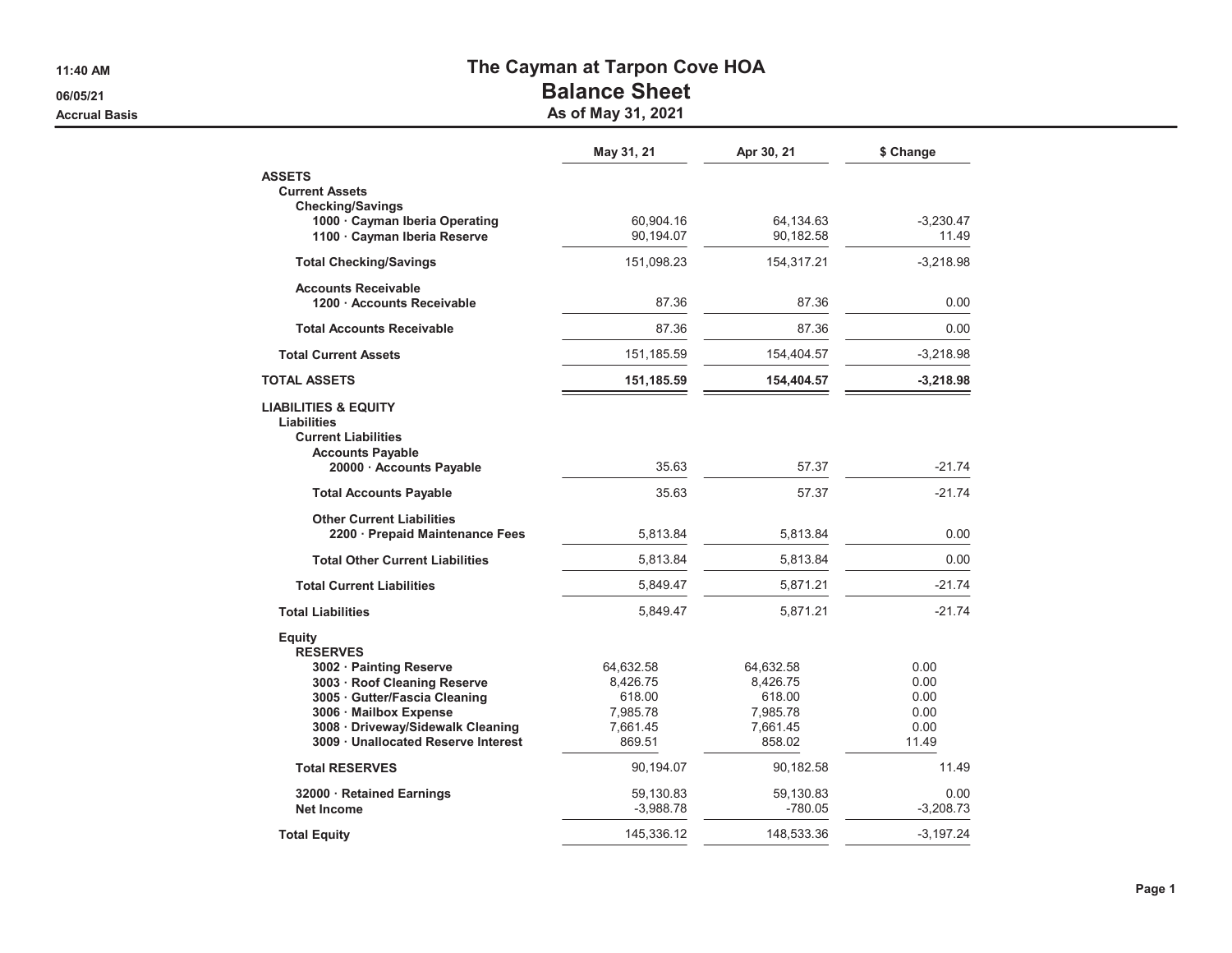# The Cayman at Tarpon Cove HOA

## Balance Sheet

### As of May 31, 2021

11:40 AM
06/05/21
Accrual Basis

| | May 31, 21 | Apr 30, 21 | $ Change |
|---|---|---|---|
| **ASSETS** | | | |
| **Current Assets** | | | |
| **Checking/Savings** | | | |
| **1000 · Cayman Iberia Operating** | 60,904.16 | 64,134.63 | -3,230.47 |
| **1100 · Cayman Iberia Reserve** | 90,194.07 | 90,182.58 | 11.49 |
| **Total Checking/Savings** | 151,098.23 | 154,317.21 | -3,218.98 |
| **Accounts Receivable** | | | |
| **1200 · Accounts Receivable** | 87.36 | 87.36 | 0.00 |
| **Total Accounts Receivable** | 87.36 | 87.36 | 0.00 |
| **Total Current Assets** | 151,185.59 | 154,404.57 | -3,218.98 |
| **TOTAL ASSETS** | **151,185.59** | **154,404.57** | **-3,218.98** |
| **LIABILITIES & EQUITY** | | | |
| **Liabilities** | | | |
| **Current Liabilities** | | | |
| **Accounts Payable** | | | |
| **20000 · Accounts Payable** | 35.63 | 57.37 | -21.74 |
| **Total Accounts Payable** | 35.63 | 57.37 | -21.74 |
| **Other Current Liabilities** | | | |
| **2200 · Prepaid Maintenance Fees** | 5,813.84 | 5,813.84 | 0.00 |
| **Total Other Current Liabilities** | 5,813.84 | 5,813.84 | 0.00 |
| **Total Current Liabilities** | 5,849.47 | 5,871.21 | -21.74 |
| **Total Liabilities** | 5,849.47 | 5,871.21 | -21.74 |
| **Equity** | | | |
| **RESERVES** | | | |
| **3002 · Painting Reserve** | 64,632.58 | 64,632.58 | 0.00 |
| **3003 · Roof Cleaning Reserve** | 8,426.75 | 8,426.75 | 0.00 |
| **3005 · Gutter/Fascia Cleaning** | 618.00 | 618.00 | 0.00 |
| **3006 · Mailbox Expense** | 7,985.78 | 7,985.78 | 0.00 |
| **3008 · Driveway/Sidewalk Cleaning** | 7,661.45 | 7,661.45 | 0.00 |
| **3009 · Unallocated Reserve Interest** | 869.51 | 858.02 | 11.49 |
| **Total RESERVES** | 90,194.07 | 90,182.58 | 11.49 |
| **32000 · Retained Earnings** | 59,130.83 | 59,130.83 | 0.00 |
| **Net Income** | -3,988.78 | -780.05 | -3,208.73 |
| **Total Equity** | 145,336.12 | 148,533.36 | -3,197.24 |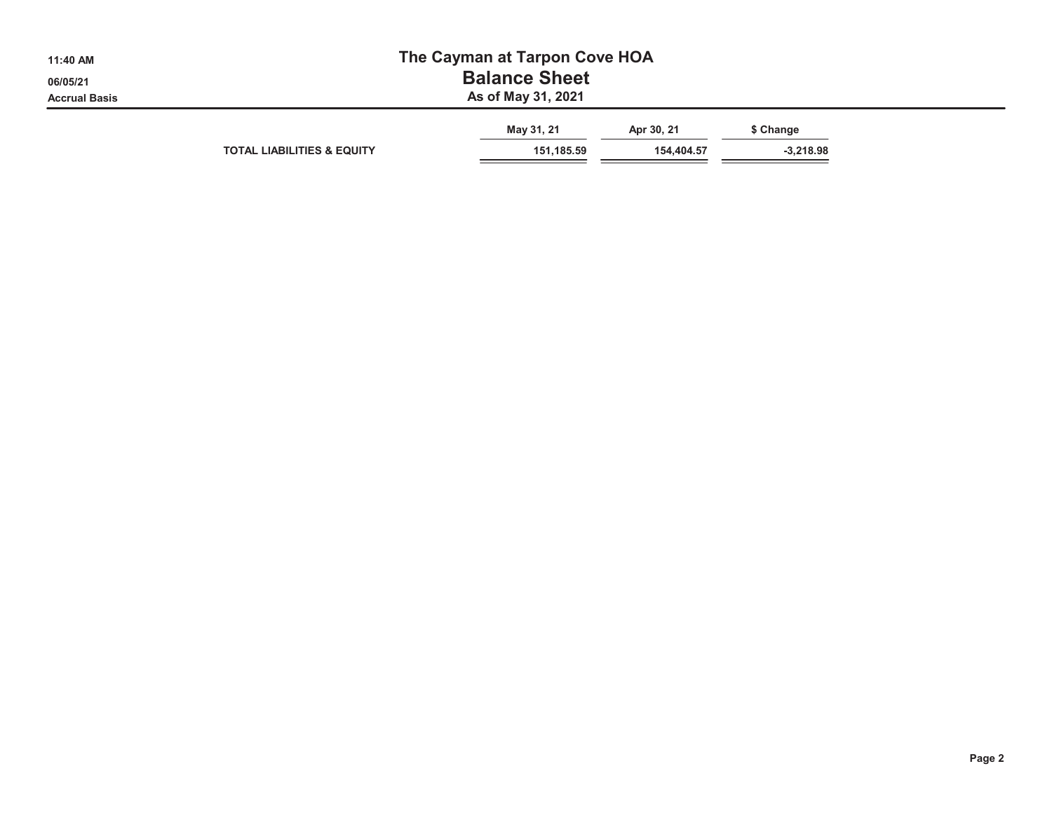# The Cayman at Tarpon Cove HOA
## Balance Sheet
### As of May 31, 2021

11:40 AM
06/05/21
Accrual Basis

| | May 31, 21 | Apr 30, 21 | $ Change |
|---|---|---|---|
| TOTAL LIABILITIES & EQUITY | 151,185.59 | 154,404.57 | -3,218.98 |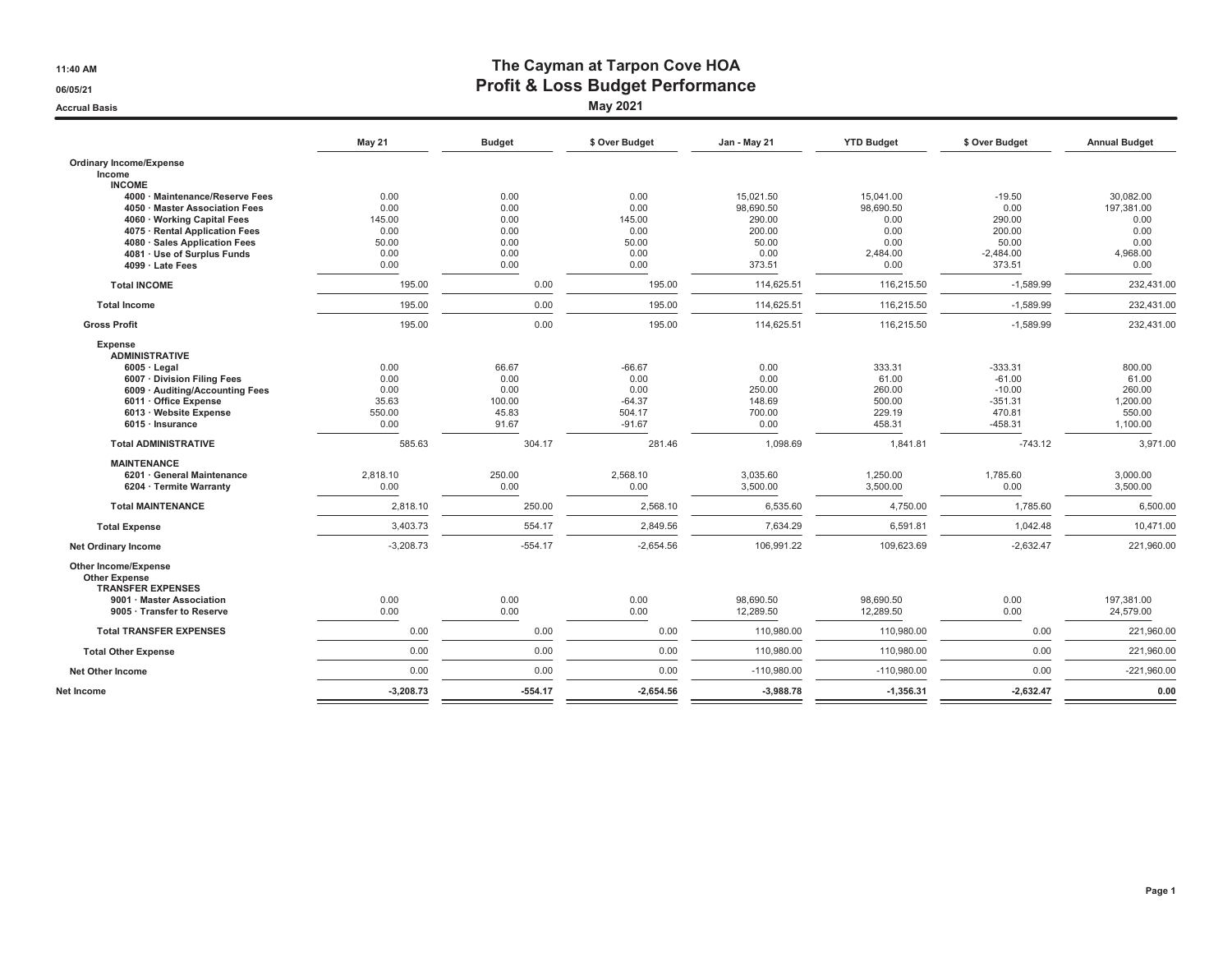11:40 AM

06/05/21

Accrual Basis

# The Cayman at Tarpon Cove HOA
## Profit & Loss Budget Performance
### May 2021

| | May 21 | Budget | $ Over Budget | Jan - May 21 | YTD Budget | $ Over Budget | Annual Budget |
|---|---|---|---|---|---|---|---|
| **Ordinary Income/Expense** | | | | | | | |
| **Income** | | | | | | | |
| **INCOME** | | | | | | | |
| **4000 · Maintenance/Reserve Fees** | 0.00 | 0.00 | 0.00 | 15,021.50 | 15,041.00 | -19.50 | 30,082.00 |
| **4050 · Master Association Fees** | 0.00 | 0.00 | 0.00 | 98,690.50 | 98,690.50 | 0.00 | 197,381.00 |
| **4060 · Working Capital Fees** | 145.00 | 0.00 | 145.00 | 290.00 | 0.00 | 290.00 | 0.00 |
| **4075 · Rental Application Fees** | 0.00 | 0.00 | 0.00 | 200.00 | 0.00 | 200.00 | 0.00 |
| **4080 · Sales Application Fees** | 50.00 | 0.00 | 50.00 | 50.00 | 0.00 | 50.00 | 0.00 |
| **4081 · Use of Surplus Funds** | 0.00 | 0.00 | 0.00 | 0.00 | 2,484.00 | -2,484.00 | 4,968.00 |
| **4099 · Late Fees** | 0.00 | 0.00 | 0.00 | 373.51 | 0.00 | 373.51 | 0.00 |
| **Total INCOME** | 195.00 | 0.00 | 195.00 | 114,625.51 | 116,215.50 | -1,589.99 | 232,431.00 |
| **Total Income** | 195.00 | 0.00 | 195.00 | 114,625.51 | 116,215.50 | -1,589.99 | 232,431.00 |
| **Gross Profit** | 195.00 | 0.00 | 195.00 | 114,625.51 | 116,215.50 | -1,589.99 | 232,431.00 |
| **Expense** | | | | | | | |
| **ADMINISTRATIVE** | | | | | | | |
| **6005 · Legal** | 0.00 | 66.67 | -66.67 | 0.00 | 333.31 | -333.31 | 800.00 |
| **6007 · Division Filing Fees** | 0.00 | 0.00 | 0.00 | 0.00 | 61.00 | -61.00 | 61.00 |
| **6009 · Auditing/Accounting Fees** | 0.00 | 0.00 | 0.00 | 250.00 | 260.00 | -10.00 | 260.00 |
| **6011 · Office Expense** | 35.63 | 100.00 | -64.37 | 148.69 | 500.00 | -351.31 | 1,200.00 |
| **6013 · Website Expense** | 550.00 | 45.83 | 504.17 | 700.00 | 229.19 | 470.81 | 550.00 |
| **6015 · Insurance** | 0.00 | 91.67 | -91.67 | 0.00 | 458.31 | -458.31 | 1,100.00 |
| **Total ADMINISTRATIVE** | 585.63 | 304.17 | 281.46 | 1,098.69 | 1,841.81 | -743.12 | 3,971.00 |
| **MAINTENANCE** | | | | | | | |
| **6201 · General Maintenance** | 2,818.10 | 250.00 | 2,568.10 | 3,035.60 | 1,250.00 | 1,785.60 | 3,000.00 |
| **6204 · Termite Warranty** | 0.00 | 0.00 | 0.00 | 3,500.00 | 3,500.00 | 0.00 | 3,500.00 |
| **Total MAINTENANCE** | 2,818.10 | 250.00 | 2,568.10 | 6,535.60 | 4,750.00 | 1,785.60 | 6,500.00 |
| **Total Expense** | 3,403.73 | 554.17 | 2,849.56 | 7,634.29 | 6,591.81 | 1,042.48 | 10,471.00 |
| **Net Ordinary Income** | -3,208.73 | -554.17 | -2,654.56 | 106,991.22 | 109,623.69 | -2,632.47 | 221,960.00 |
| **Other Income/Expense** | | | | | | | |
| **Other Expense** | | | | | | | |
| **TRANSFER EXPENSES** | | | | | | | |
| **9001 · Master Association** | 0.00 | 0.00 | 0.00 | 98,690.50 | 98,690.50 | 0.00 | 197,381.00 |
| **9005 · Transfer to Reserve** | 0.00 | 0.00 | 0.00 | 12,289.50 | 12,289.50 | 0.00 | 24,579.00 |
| **Total TRANSFER EXPENSES** | 0.00 | 0.00 | 0.00 | 110,980.00 | 110,980.00 | 0.00 | 221,960.00 |
| **Total Other Expense** | 0.00 | 0.00 | 0.00 | 110,980.00 | 110,980.00 | 0.00 | 221,960.00 |
| **Net Other Income** | 0.00 | 0.00 | 0.00 | -110,980.00 | -110,980.00 | 0.00 | -221,960.00 |
| **Net Income** | **-3,208.73** | **-554.17** | **-2,654.56** | **-3,988.78** | **-1,356.31** | **-2,632.47** | **0.00** |